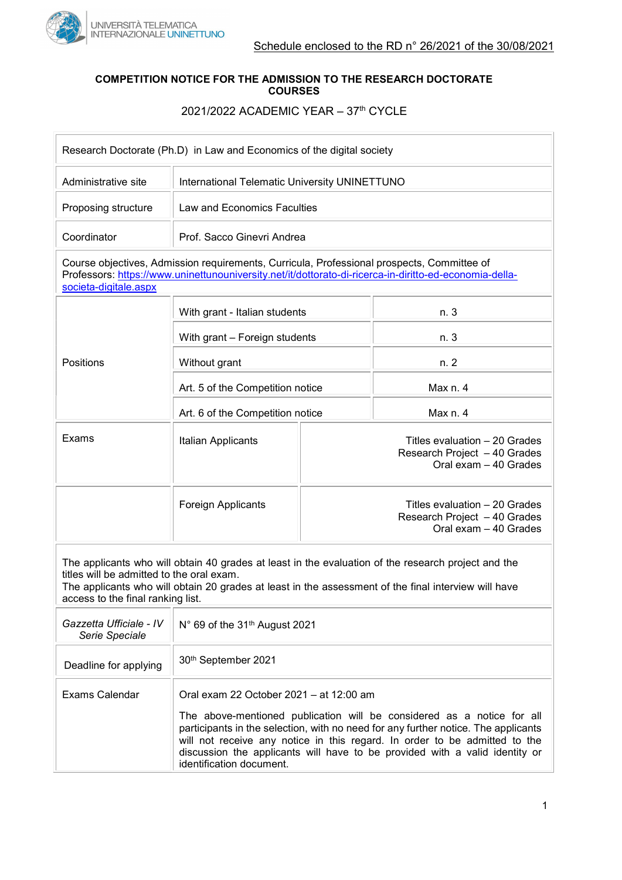UNIVERSITÀ TELEMATICA INTERNAZIONALE UNINETTUNO

Schedule enclosed to the RD n° 26/2021 of the 30/08/2021

**COMPETITION NOTICE FOR THE ADMISSION TO THE RESEARCH DOCTORATE COURSES**

2021/2022 ACADEMIC YEAR – 37th CYCLE

| Research Doctorate (Ph.D) in Law and Economics of the digital society | | |
|---|---|---|
| Administrative site | International Telematic University UNINETTUNO | |
| Proposing structure | Law and Economics Faculties | |
| Coordinator | Prof. Sacco Ginevri Andrea | |
| Course objectives, Admission requirements, Curricula, Professional prospects, Committee of Professors: https://www.uninettunouniversity.net/it/dottorato-di-ricerca-in-diritto-ed-economia-della-societa-digitale.aspx | | |
| Positions | With grant - Italian students | n. 3 |
| | With grant – Foreign students | n. 3 |
| | Without grant | n. 2 |
| | Art. 5 of the Competition notice | Max n. 4 |
| | Art. 6 of the Competition notice | Max n. 4 |
| Exams | Italian Applicants | Titles evaluation – 20 Grades<br>Research Project – 40 Grades<br>Oral exam – 40 Grades |
| | Foreign Applicants | Titles evaluation – 20 Grades<br>Research Project – 40 Grades<br>Oral exam – 40 Grades |
| The applicants who will obtain 40 grades at least in the evaluation of the research project and the titles will be admitted to the oral exam.<br>The applicants who will obtain 20 grades at least in the assessment of the final interview will have access to the final ranking list. | | |
| *Gazzetta Ufficiale - IV Serie Speciale* | N° 69 of the 31th August 2021 | |
| Deadline for applying | 30th September 2021 | |
| Exams Calendar | Oral exam 22 October 2021 – at 12:00 am<br>The above-mentioned publication will be considered as a notice for all participants in the selection, with no need for any further notice. The applicants will not receive any notice in this regard. In order to be admitted to the discussion the applicants will have to be provided with a valid identity or identification document. | |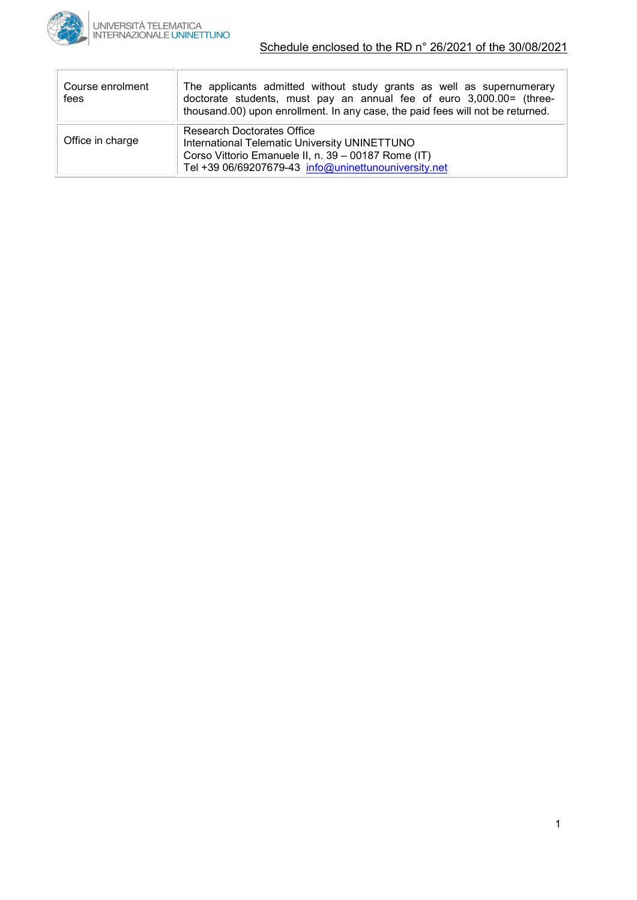| | |
|---|---|
| Course enrolment fees | The applicants admitted without study grants as well as supernumerary doctorate students, must pay an annual fee of euro 3,000.00= (three-thousand.00) upon enrollment. In any case, the paid fees will not be returned. |
| Office in charge | Research Doctorates Office<br>International Telematic University UNINETTUNO<br>Corso Vittorio Emanuele II, n. 39 – 00187 Rome (IT)<br>Tel +39 06/69207679-43 info@uninettunouniversity.net |